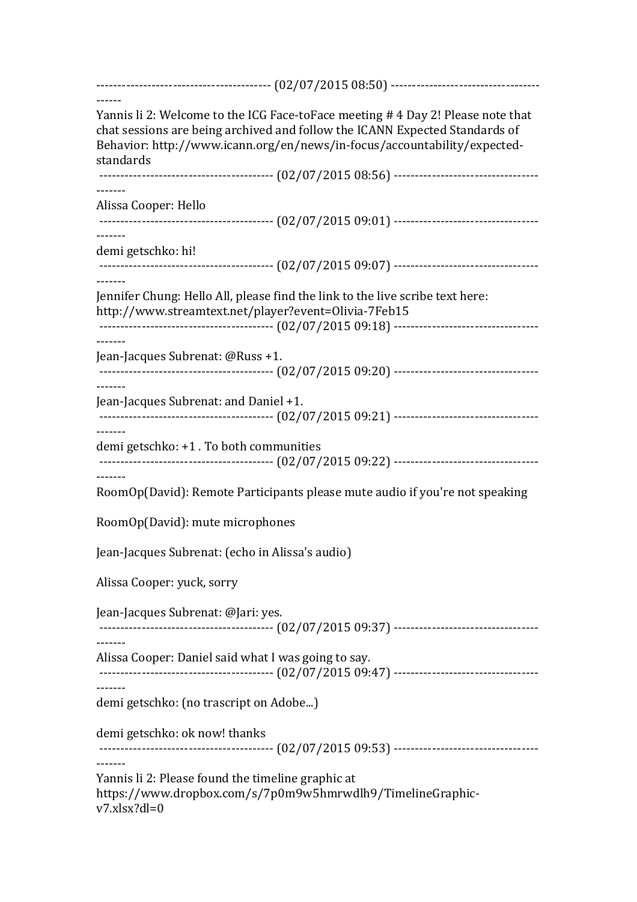---------------------------------------- (02/07/2015 08:50) ----------------------------------------

Yannis li 2: Welcome to the ICG Face-toFace meeting # 4 Day 2! Please note that chat sessions are being archived and follow the ICANN Expected Standards of Behavior: http://www.icann.org/en/news/in-focus/accountability/expected-standards

---------------------------------------- (02/07/2015 08:56) ----------------------------------------

Alissa Cooper: Hello

---------------------------------------- (02/07/2015 09:01) ----------------------------------------

demi getschko: hi!

---------------------------------------- (02/07/2015 09:07) ----------------------------------------

Jennifer Chung: Hello All, please find the link to the live scribe text here: http://www.streamtext.net/player?event=Olivia-7Feb15

---------------------------------------- (02/07/2015 09:18) ----------------------------------------

Jean-Jacques Subrenat: @Russ +1.

---------------------------------------- (02/07/2015 09:20) ----------------------------------------

Jean-Jacques Subrenat: and Daniel +1.

---------------------------------------- (02/07/2015 09:21) ----------------------------------------

demi getschko: +1 . To both communities

---------------------------------------- (02/07/2015 09:22) ----------------------------------------

RoomOp(David): Remote Participants please mute audio if you're not speaking

RoomOp(David): mute microphones

Jean-Jacques Subrenat: (echo in Alissa's audio)

Alissa Cooper: yuck, sorry

Jean-Jacques Subrenat: @Jari: yes.

---------------------------------------- (02/07/2015 09:37) ----------------------------------------

Alissa Cooper: Daniel said what I was going to say.

---------------------------------------- (02/07/2015 09:47) ----------------------------------------

demi getschko: (no trascript on Adobe...)

demi getschko: ok now! thanks

---------------------------------------- (02/07/2015 09:53) ----------------------------------------

Yannis li 2: Please found the timeline graphic at https://www.dropbox.com/s/7p0m9w5hmrwdlh9/TimelineGraphic-v7.xlsx?dl=0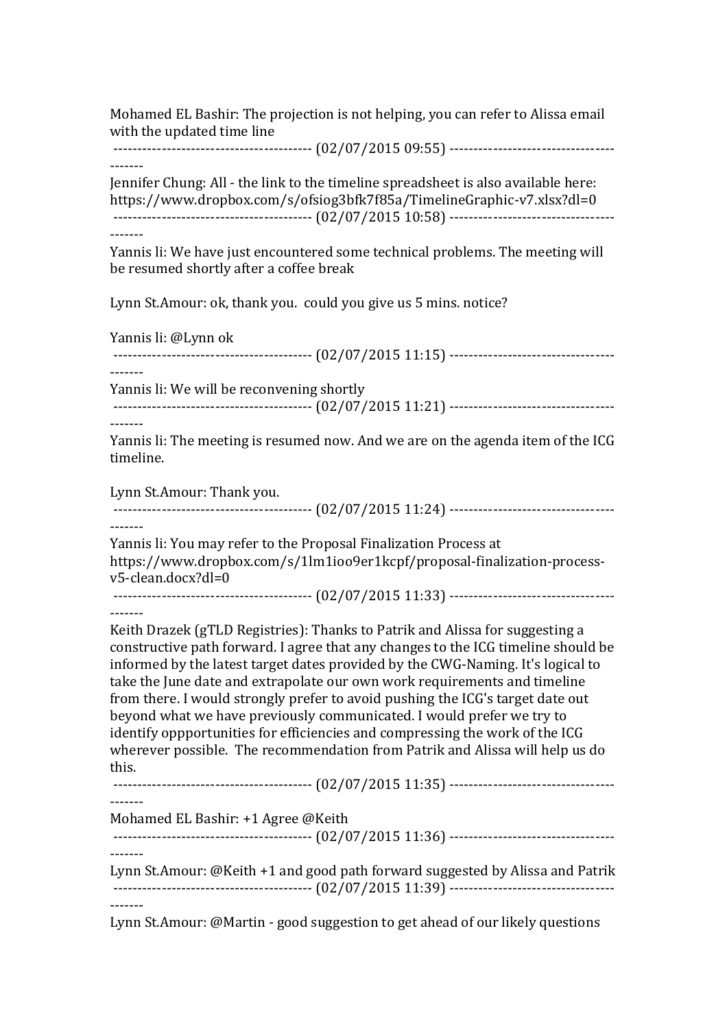Mohamed EL Bashir: The projection is not helping, you can refer to Alissa email with the updated time line

----------------------------------------- (02/07/2015 09:55) -----------------------------------------

Jennifer Chung: All - the link to the timeline spreadsheet is also available here: https://www.dropbox.com/s/ofsiog3bfk7f85a/TimelineGraphic-v7.xlsx?dl=0

----------------------------------------- (02/07/2015 10:58) -----------------------------------------

Yannis li: We have just encountered some technical problems. The meeting will be resumed shortly after a coffee break

Lynn St.Amour: ok, thank you. could you give us 5 mins. notice?

Yannis li: @Lynn ok

----------------------------------------- (02/07/2015 11:15) -----------------------------------------

Yannis li: We will be reconvening shortly

----------------------------------------- (02/07/2015 11:21) -----------------------------------------

Yannis li: The meeting is resumed now. And we are on the agenda item of the ICG timeline.

Lynn St.Amour: Thank you.

----------------------------------------- (02/07/2015 11:24) -----------------------------------------

Yannis li: You may refer to the Proposal Finalization Process at https://www.dropbox.com/s/1lm1ioo9er1kcpf/proposal-finalization-process-v5-clean.docx?dl=0

----------------------------------------- (02/07/2015 11:33) -----------------------------------------

Keith Drazek (gTLD Registries): Thanks to Patrik and Alissa for suggesting a constructive path forward. I agree that any changes to the ICG timeline should be informed by the latest target dates provided by the CWG-Naming. It's logical to take the June date and extrapolate our own work requirements and timeline from there. I would strongly prefer to avoid pushing the ICG's target date out beyond what we have previously communicated. I would prefer we try to identify oppportunities for efficiencies and compressing the work of the ICG wherever possible. The recommendation from Patrik and Alissa will help us do this.

----------------------------------------- (02/07/2015 11:35) -----------------------------------------

Mohamed EL Bashir: +1 Agree @Keith

----------------------------------------- (02/07/2015 11:36) -----------------------------------------

Lynn St.Amour: @Keith +1 and good path forward suggested by Alissa and Patrik

----------------------------------------- (02/07/2015 11:39) -----------------------------------------

Lynn St.Amour: @Martin - good suggestion to get ahead of our likely questions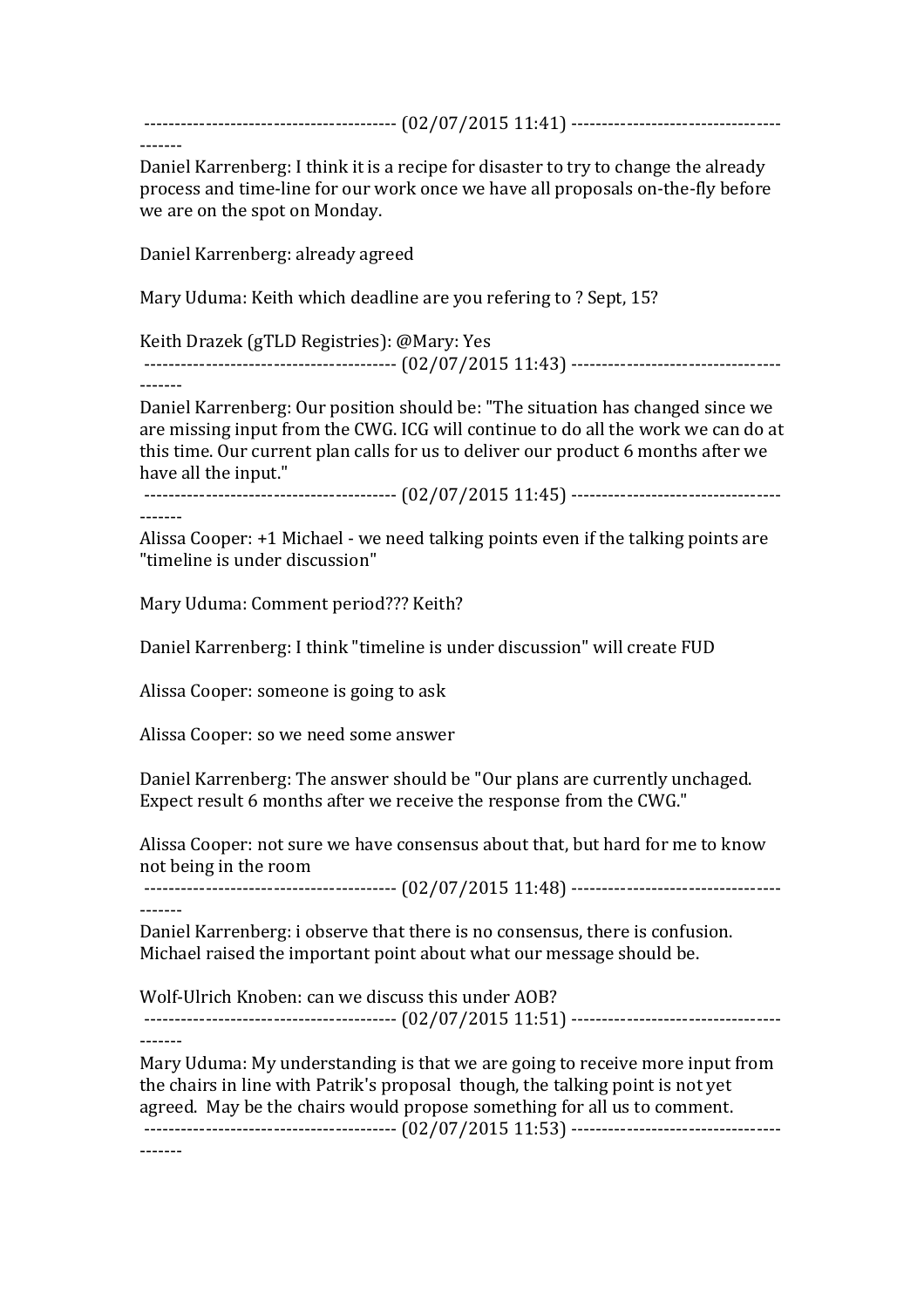----------------------------------------- (02/07/2015 11:41) -----------------------------------------

Daniel Karrenberg: I think it is a recipe for disaster to try to change the already process and time-line for our work once we have all proposals on-the-fly before we are on the spot on Monday.

Daniel Karrenberg: already agreed

Mary Uduma: Keith which deadline are you refering to ? Sept, 15?

Keith Drazek (gTLD Registries): @Mary: Yes

----------------------------------------- (02/07/2015 11:43) -----------------------------------------

Daniel Karrenberg: Our position should be: "The situation has changed since we are missing input from the CWG. ICG will continue to do all the work we can do at this time. Our current plan calls for us to deliver our product 6 months after we have all the input."

----------------------------------------- (02/07/2015 11:45) -----------------------------------------

Alissa Cooper: +1 Michael - we need talking points even if the talking points are "timeline is under discussion"

Mary Uduma: Comment period??? Keith?

Daniel Karrenberg: I think "timeline is under discussion" will create FUD

Alissa Cooper: someone is going to ask

Alissa Cooper: so we need some answer

Daniel Karrenberg: The answer should be "Our plans are currently unchaged. Expect result 6 months after we receive the response from the CWG."

Alissa Cooper: not sure we have consensus about that, but hard for me to know not being in the room

----------------------------------------- (02/07/2015 11:48) -----------------------------------------

Daniel Karrenberg: i observe that there is no consensus, there is confusion. Michael raised the important point about what our message should be.

Wolf-Ulrich Knoben: can we discuss this under AOB?

----------------------------------------- (02/07/2015 11:51) -----------------------------------------

Mary Uduma: My understanding is that we are going to receive more input from the chairs in line with Patrik's proposal though, the talking point is not yet agreed. May be the chairs would propose something for all us to comment.

----------------------------------------- (02/07/2015 11:53) -----------------------------------------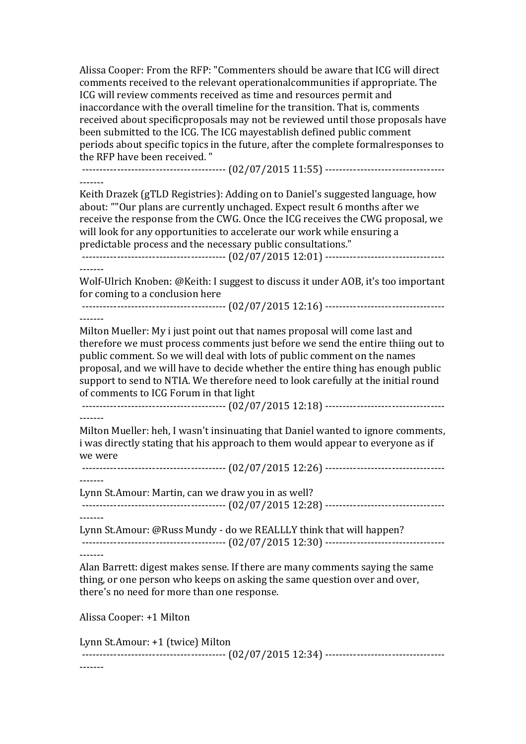Alissa Cooper: From the RFP: "Commenters should be aware that ICG will direct comments received to the relevant operationalcommunities if appropriate. The ICG will review comments received as time and resources permit and inaccordance with the overall timeline for the transition. That is, comments received about specificproposals may not be reviewed until those proposals have been submitted to the ICG. The ICG mayestablish defined public comment periods about specific topics in the future, after the complete formalresponses to the RFP have been received. "

----------------------------------------- (02/07/2015 11:55) -----------------------------------------

Keith Drazek (gTLD Registries): Adding on to Daniel's suggested language, how about: ""Our plans are currently unchaged. Expect result 6 months after we receive the response from the CWG. Once the ICG receives the CWG proposal, we will look for any opportunities to accelerate our work while ensuring a predictable process and the necessary public consultations."

----------------------------------------- (02/07/2015 12:01) -----------------------------------------

Wolf-Ulrich Knoben: @Keith: I suggest to discuss it under AOB, it's too important for coming to a conclusion here

----------------------------------------- (02/07/2015 12:16) -----------------------------------------

Milton Mueller: My i just point out that names proposal will come last and therefore we must process comments just before we send the entire thiing out to public comment. So we will deal with lots of public comment on the names proposal, and we will have to decide whether the entire thing has enough public support to send to NTIA. We therefore need to look carefully at the initial round of comments to ICG Forum in that light

----------------------------------------- (02/07/2015 12:18) -----------------------------------------

Milton Mueller: heh, I wasn't insinuating that Daniel wanted to ignore comments, i was directly stating that his approach to them would appear to everyone as if we were

----------------------------------------- (02/07/2015 12:26) -----------------------------------------

Lynn St.Amour: Martin, can we draw you in as well?

----------------------------------------- (02/07/2015 12:28) -----------------------------------------

Lynn St.Amour: @Russ Mundy - do we REALLLY think that will happen?

----------------------------------------- (02/07/2015 12:30) -----------------------------------------

Alan Barrett: digest makes sense. If there are many comments saying the same thing, or one person who keeps on asking the same question over and over, there's no need for more than one response.

Alissa Cooper: +1 Milton

Lynn St.Amour: +1 (twice) Milton

----------------------------------------- (02/07/2015 12:34) -----------------------------------------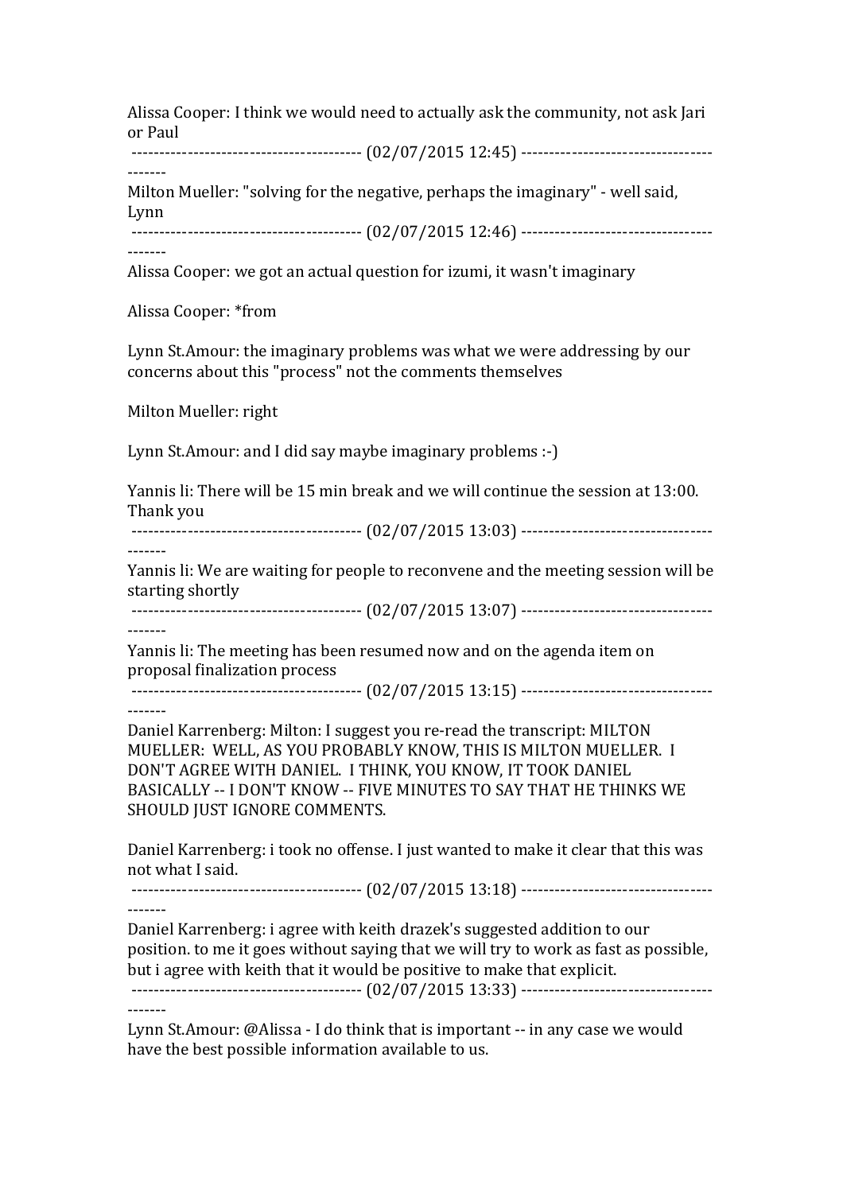Alissa Cooper: I think we would need to actually ask the community, not ask Jari or Paul

----------------------------------------- (02/07/2015 12:45) -----------------------------------------

Milton Mueller: "solving for the negative, perhaps the imaginary" - well said, Lynn

----------------------------------------- (02/07/2015 12:46) -----------------------------------------

Alissa Cooper: we got an actual question for izumi, it wasn't imaginary

Alissa Cooper: *from

Lynn St.Amour: the imaginary problems was what we were addressing by our concerns about this "process" not the comments themselves

Milton Mueller: right

Lynn St.Amour: and I did say maybe imaginary problems :-)

Yannis li: There will be 15 min break and we will continue the session at 13:00. Thank you

----------------------------------------- (02/07/2015 13:03) -----------------------------------------

Yannis li: We are waiting for people to reconvene and the meeting session will be starting shortly

----------------------------------------- (02/07/2015 13:07) -----------------------------------------

Yannis li: The meeting has been resumed now and on the agenda item on proposal finalization process

----------------------------------------- (02/07/2015 13:15) -----------------------------------------

Daniel Karrenberg: Milton: I suggest you re-read the transcript: MILTON MUELLER: WELL, AS YOU PROBABLY KNOW, THIS IS MILTON MUELLER. I DON'T AGREE WITH DANIEL. I THINK, YOU KNOW, IT TOOK DANIEL BASICALLY -- I DON'T KNOW -- FIVE MINUTES TO SAY THAT HE THINKS WE SHOULD JUST IGNORE COMMENTS.

Daniel Karrenberg: i took no offense. I just wanted to make it clear that this was not what I said.

----------------------------------------- (02/07/2015 13:18) -----------------------------------------

Daniel Karrenberg: i agree with keith drazek's suggested addition to our position. to me it goes without saying that we will try to work as fast as possible, but i agree with keith that it would be positive to make that explicit.

----------------------------------------- (02/07/2015 13:33) -----------------------------------------

Lynn St.Amour: @Alissa - I do think that is important -- in any case we would have the best possible information available to us.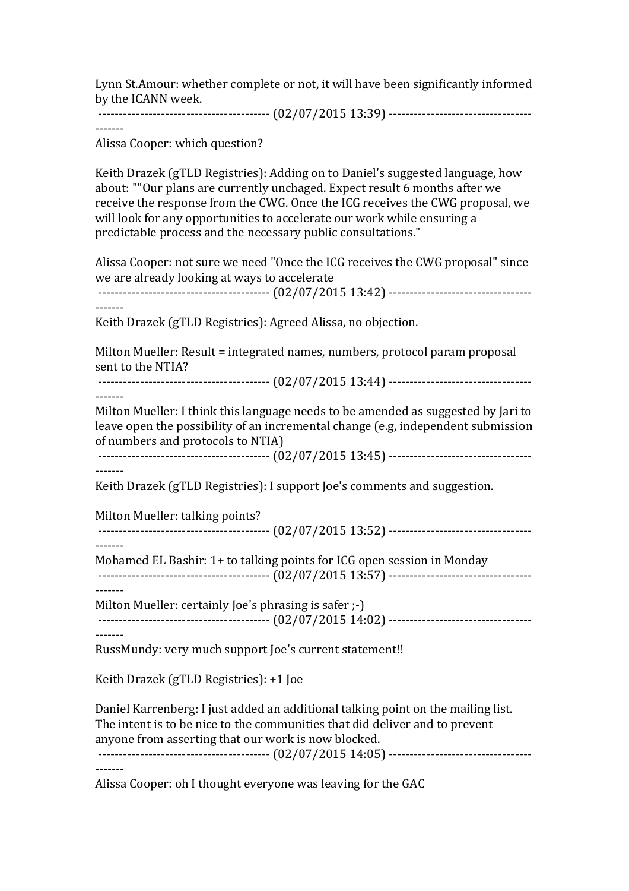Lynn St.Amour: whether complete or not, it will have been significantly informed by the ICANN week.

----------------------------------------- (02/07/2015 13:39) -----------------------------------------

Alissa Cooper: which question?

Keith Drazek (gTLD Registries): Adding on to Daniel's suggested language, how about: ""Our plans are currently unchaged. Expect result 6 months after we receive the response from the CWG. Once the ICG receives the CWG proposal, we will look for any opportunities to accelerate our work while ensuring a predictable process and the necessary public consultations."

Alissa Cooper: not sure we need "Once the ICG receives the CWG proposal" since we are already looking at ways to accelerate

----------------------------------------- (02/07/2015 13:42) -----------------------------------------

Keith Drazek (gTLD Registries): Agreed Alissa, no objection.

Milton Mueller: Result = integrated names, numbers, protocol param proposal sent to the NTIA?

----------------------------------------- (02/07/2015 13:44) -----------------------------------------

Milton Mueller: I think this language needs to be amended as suggested by Jari to leave open the possibility of an incremental change (e.g, independent submission of numbers and protocols to NTIA)

----------------------------------------- (02/07/2015 13:45) -----------------------------------------

Keith Drazek (gTLD Registries): I support Joe's comments and suggestion.

Milton Mueller: talking points?

----------------------------------------- (02/07/2015 13:52) -----------------------------------------

Mohamed EL Bashir: 1+ to talking points for ICG open session in Monday

----------------------------------------- (02/07/2015 13:57) -----------------------------------------

Milton Mueller: certainly Joe's phrasing is safer ;-)

----------------------------------------- (02/07/2015 14:02) -----------------------------------------

RussMundy: very much support Joe's current statement!!

Keith Drazek (gTLD Registries): +1 Joe

Daniel Karrenberg: I just added an additional talking point on the mailing list. The intent is to be nice to the communities that did deliver and to prevent anyone from asserting that our work is now blocked.

----------------------------------------- (02/07/2015 14:05) -----------------------------------------

Alissa Cooper: oh I thought everyone was leaving for the GAC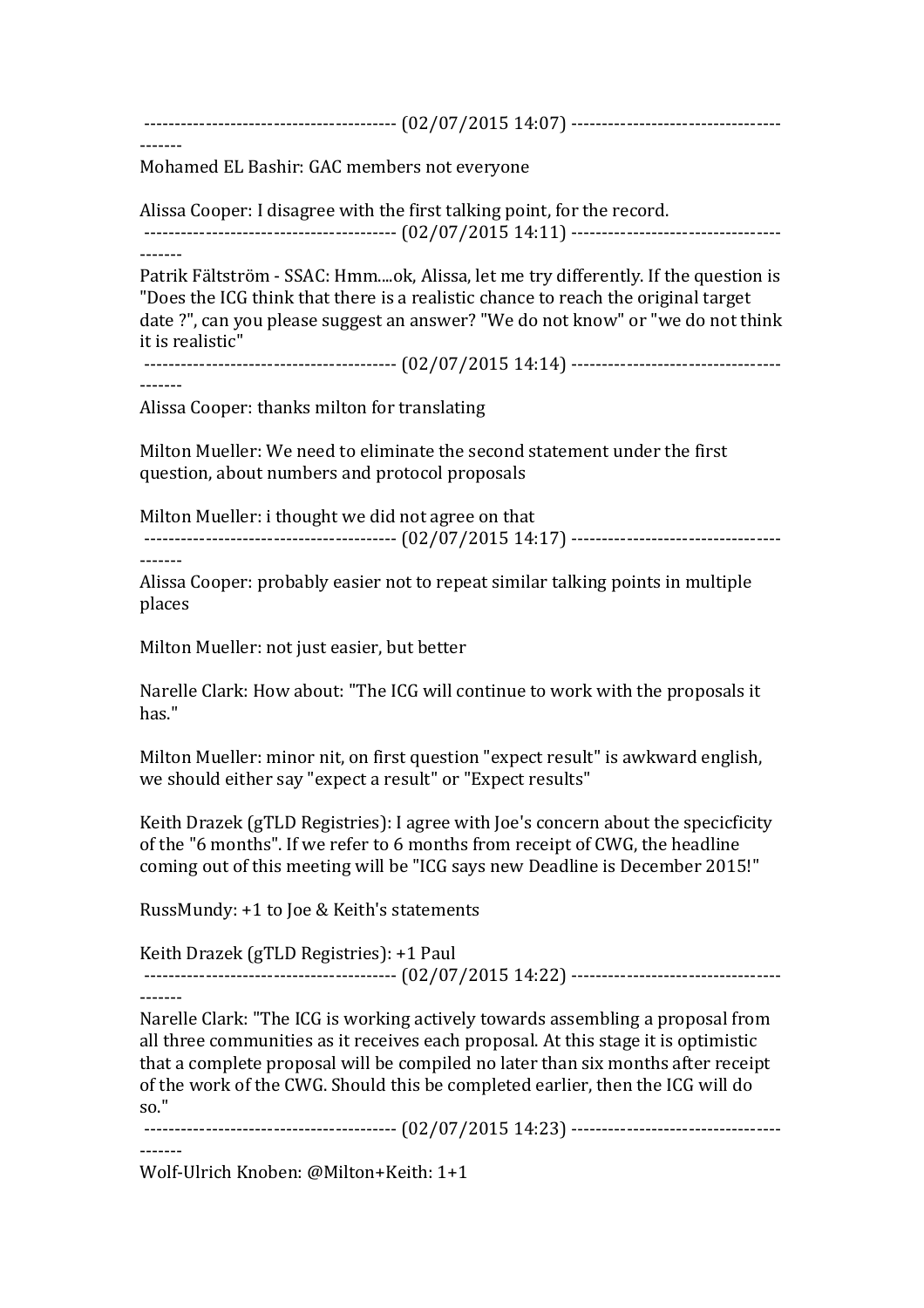----------------------------------------- (02/07/2015 14:07) -----------------------------------------

Mohamed EL Bashir: GAC members not everyone

Alissa Cooper: I disagree with the first talking point, for the record.

----------------------------------------- (02/07/2015 14:11) -----------------------------------------

Patrik Fältström - SSAC: Hmm....ok, Alissa, let me try differently. If the question is "Does the ICG think that there is a realistic chance to reach the original target date ?", can you please suggest an answer? "We do not know" or "we do not think it is realistic"

----------------------------------------- (02/07/2015 14:14) -----------------------------------------

Alissa Cooper: thanks milton for translating

Milton Mueller: We need to eliminate the second statement under the first question, about numbers and protocol proposals

Milton Mueller: i thought we did not agree on that

----------------------------------------- (02/07/2015 14:17) -----------------------------------------

Alissa Cooper: probably easier not to repeat similar talking points in multiple places

Milton Mueller: not just easier, but better

Narelle Clark: How about: "The ICG will continue to work with the proposals it has."

Milton Mueller: minor nit, on first question "expect result" is awkward english, we should either say "expect a result" or "Expect results"

Keith Drazek (gTLD Registries): I agree with Joe's concern about the specicficity of the "6 months". If we refer to 6 months from receipt of CWG, the headline coming out of this meeting will be "ICG says new Deadline is December 2015!"

RussMundy: +1 to Joe & Keith's statements

Keith Drazek (gTLD Registries): +1 Paul

----------------------------------------- (02/07/2015 14:22) -----------------------------------------

Narelle Clark: "The ICG is working actively towards assembling a proposal from all three communities as it receives each proposal. At this stage it is optimistic that a complete proposal will be compiled no later than six months after receipt of the work of the CWG. Should this be completed earlier, then the ICG will do so."

----------------------------------------- (02/07/2015 14:23) -----------------------------------------

Wolf-Ulrich Knoben: @Milton+Keith: 1+1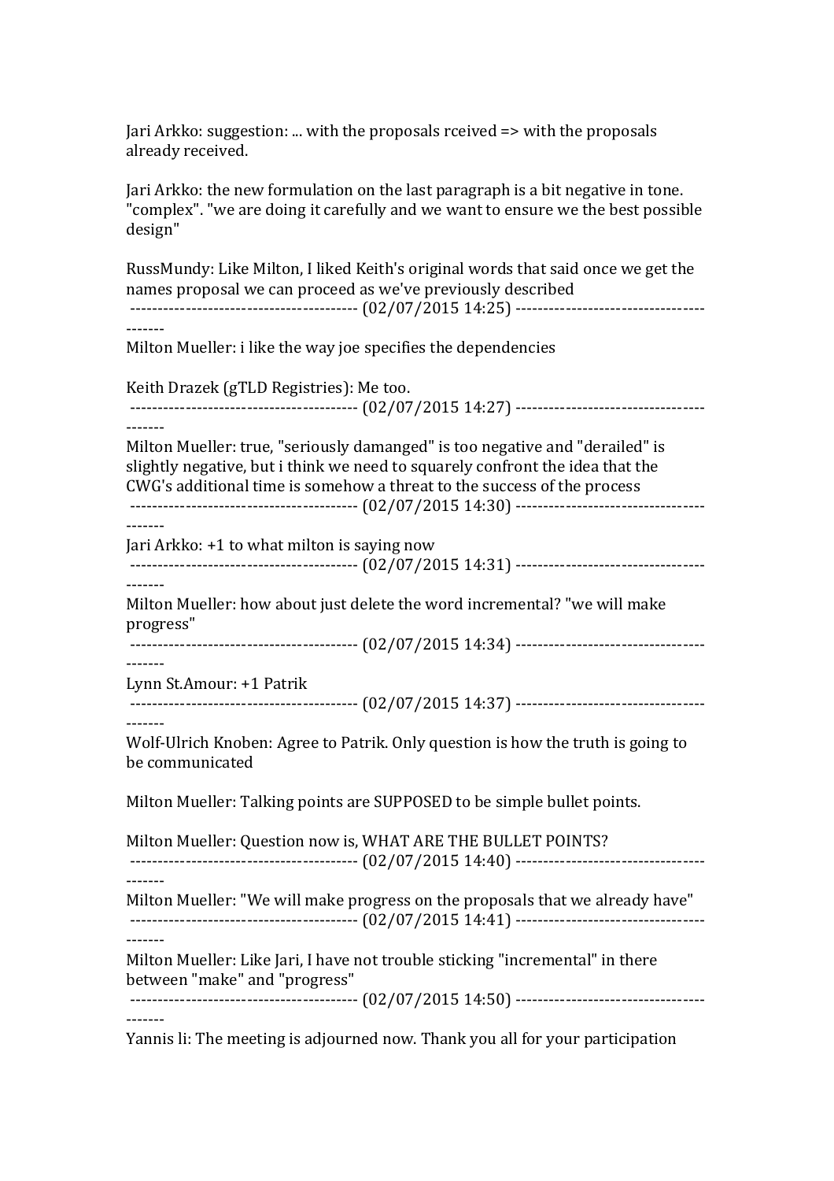Jari Arkko: suggestion: ... with the proposals rceived => with the proposals already received.

Jari Arkko: the new formulation on the last paragraph is a bit negative in tone. "complex". "we are doing it carefully and we want to ensure we the best possible design"

RussMundy: Like Milton, I liked Keith's original words that said once we get the names proposal we can proceed as we've previously described

---------------------------------------- (02/07/2015 14:25) -----------------------------------------

Milton Mueller: i like the way joe specifies the dependencies

Keith Drazek (gTLD Registries): Me too.

---------------------------------------- (02/07/2015 14:27) -----------------------------------------

Milton Mueller: true, "seriously damanged" is too negative and "derailed" is slightly negative, but i think we need to squarely confront the idea that the CWG's additional time is somehow a threat to the success of the process

---------------------------------------- (02/07/2015 14:30) -----------------------------------------

Jari Arkko: +1 to what milton is saying now

---------------------------------------- (02/07/2015 14:31) -----------------------------------------

Milton Mueller: how about just delete the word incremental? "we will make progress"

---------------------------------------- (02/07/2015 14:34) -----------------------------------------

Lynn St.Amour: +1 Patrik

---------------------------------------- (02/07/2015 14:37) -----------------------------------------

Wolf-Ulrich Knoben: Agree to Patrik. Only question is how the truth is going to be communicated

Milton Mueller: Talking points are SUPPOSED to be simple bullet points.

Milton Mueller: Question now is, WHAT ARE THE BULLET POINTS?

---------------------------------------- (02/07/2015 14:40) -----------------------------------------

Milton Mueller: "We will make progress on the proposals that we already have"

---------------------------------------- (02/07/2015 14:41) -----------------------------------------

Milton Mueller: Like Jari, I have not trouble sticking "incremental" in there between "make" and "progress"

---------------------------------------- (02/07/2015 14:50) -----------------------------------------

Yannis li: The meeting is adjourned now. Thank you all for your participation